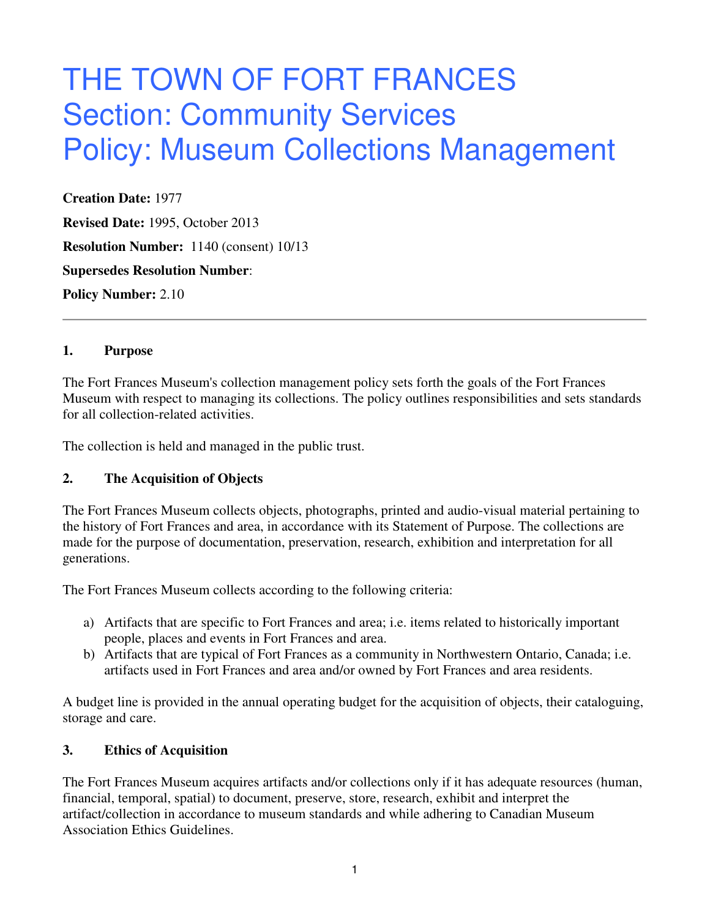# THE TOWN OF FORT FRANCES
# Section: Community Services
# Policy: Museum Collections Management

**Creation Date:** 1977

**Revised Date:** 1995, October 2013

**Resolution Number:** 1140 (consent) 10/13

**Supersedes Resolution Number**:

**Policy Number:** 2.10

---

## 1. Purpose

The Fort Frances Museum's collection management policy sets forth the goals of the Fort Frances Museum with respect to managing its collections. The policy outlines responsibilities and sets standards for all collection-related activities.

The collection is held and managed in the public trust.

## 2. The Acquisition of Objects

The Fort Frances Museum collects objects, photographs, printed and audio-visual material pertaining to the history of Fort Frances and area, in accordance with its Statement of Purpose. The collections are made for the purpose of documentation, preservation, research, exhibition and interpretation for all generations.

The Fort Frances Museum collects according to the following criteria:

a) Artifacts that are specific to Fort Frances and area; i.e. items related to historically important people, places and events in Fort Frances and area.
b) Artifacts that are typical of Fort Frances as a community in Northwestern Ontario, Canada; i.e. artifacts used in Fort Frances and area and/or owned by Fort Frances and area residents.

A budget line is provided in the annual operating budget for the acquisition of objects, their cataloguing, storage and care.

## 3. Ethics of Acquisition

The Fort Frances Museum acquires artifacts and/or collections only if it has adequate resources (human, financial, temporal, spatial) to document, preserve, store, research, exhibit and interpret the artifact/collection in accordance to museum standards and while adhering to Canadian Museum Association Ethics Guidelines.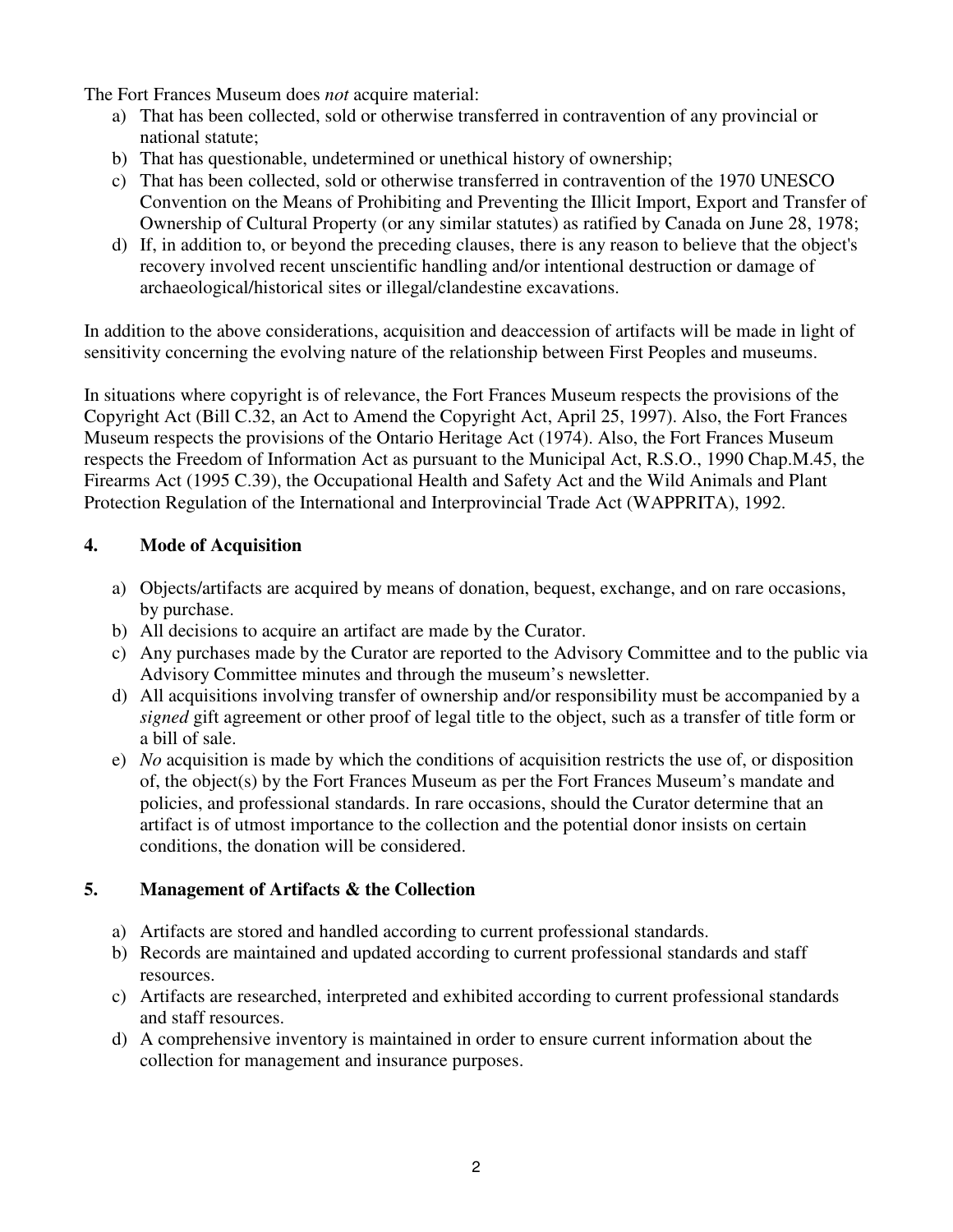The Fort Frances Museum does *not* acquire material:

a) That has been collected, sold or otherwise transferred in contravention of any provincial or national statute;
b) That has questionable, undetermined or unethical history of ownership;
c) That has been collected, sold or otherwise transferred in contravention of the 1970 UNESCO Convention on the Means of Prohibiting and Preventing the Illicit Import, Export and Transfer of Ownership of Cultural Property (or any similar statutes) as ratified by Canada on June 28, 1978;
d) If, in addition to, or beyond the preceding clauses, there is any reason to believe that the object's recovery involved recent unscientific handling and/or intentional destruction or damage of archaeological/historical sites or illegal/clandestine excavations.

In addition to the above considerations, acquisition and deaccession of artifacts will be made in light of sensitivity concerning the evolving nature of the relationship between First Peoples and museums.

In situations where copyright is of relevance, the Fort Frances Museum respects the provisions of the Copyright Act (Bill C.32, an Act to Amend the Copyright Act, April 25, 1997). Also, the Fort Frances Museum respects the provisions of the Ontario Heritage Act (1974). Also, the Fort Frances Museum respects the Freedom of Information Act as pursuant to the Municipal Act, R.S.O., 1990 Chap.M.45, the Firearms Act (1995 C.39), the Occupational Health and Safety Act and the Wild Animals and Plant Protection Regulation of the International and Interprovincial Trade Act (WAPPRITA), 1992.

## 4. Mode of Acquisition

a) Objects/artifacts are acquired by means of donation, bequest, exchange, and on rare occasions, by purchase.
b) All decisions to acquire an artifact are made by the Curator.
c) Any purchases made by the Curator are reported to the Advisory Committee and to the public via Advisory Committee minutes and through the museum's newsletter.
d) All acquisitions involving transfer of ownership and/or responsibility must be accompanied by a *signed* gift agreement or other proof of legal title to the object, such as a transfer of title form or a bill of sale.
e) *No* acquisition is made by which the conditions of acquisition restricts the use of, or disposition of, the object(s) by the Fort Frances Museum as per the Fort Frances Museum's mandate and policies, and professional standards. In rare occasions, should the Curator determine that an artifact is of utmost importance to the collection and the potential donor insists on certain conditions, the donation will be considered.

## 5. Management of Artifacts & the Collection

a) Artifacts are stored and handled according to current professional standards.
b) Records are maintained and updated according to current professional standards and staff resources.
c) Artifacts are researched, interpreted and exhibited according to current professional standards and staff resources.
d) A comprehensive inventory is maintained in order to ensure current information about the collection for management and insurance purposes.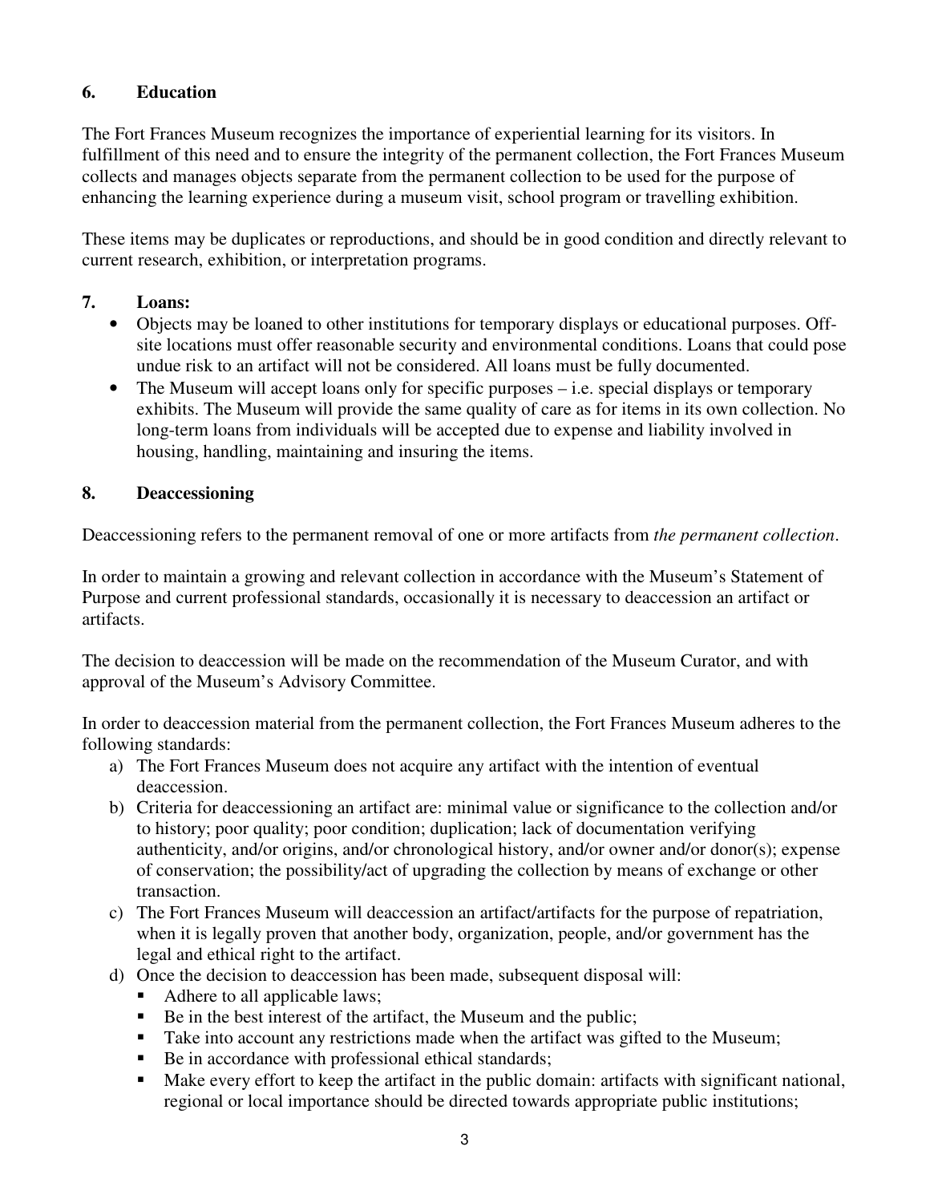## 6. Education

The Fort Frances Museum recognizes the importance of experiential learning for its visitors. In fulfillment of this need and to ensure the integrity of the permanent collection, the Fort Frances Museum collects and manages objects separate from the permanent collection to be used for the purpose of enhancing the learning experience during a museum visit, school program or travelling exhibition.

These items may be duplicates or reproductions, and should be in good condition and directly relevant to current research, exhibition, or interpretation programs.

## 7. Loans:

- Objects may be loaned to other institutions for temporary displays or educational purposes. Off-site locations must offer reasonable security and environmental conditions. Loans that could pose undue risk to an artifact will not be considered. All loans must be fully documented.
- The Museum will accept loans only for specific purposes – i.e. special displays or temporary exhibits. The Museum will provide the same quality of care as for items in its own collection. No long-term loans from individuals will be accepted due to expense and liability involved in housing, handling, maintaining and insuring the items.

## 8. Deaccessioning

Deaccessioning refers to the permanent removal of one or more artifacts from *the permanent collection*.

In order to maintain a growing and relevant collection in accordance with the Museum's Statement of Purpose and current professional standards, occasionally it is necessary to deaccession an artifact or artifacts.

The decision to deaccession will be made on the recommendation of the Museum Curator, and with approval of the Museum's Advisory Committee.

In order to deaccession material from the permanent collection, the Fort Frances Museum adheres to the following standards:

a) The Fort Frances Museum does not acquire any artifact with the intention of eventual deaccession.
b) Criteria for deaccessioning an artifact are: minimal value or significance to the collection and/or to history; poor quality; poor condition; duplication; lack of documentation verifying authenticity, and/or origins, and/or chronological history, and/or owner and/or donor(s); expense of conservation; the possibility/act of upgrading the collection by means of exchange or other transaction.
c) The Fort Frances Museum will deaccession an artifact/artifacts for the purpose of repatriation, when it is legally proven that another body, organization, people, and/or government has the legal and ethical right to the artifact.
d) Once the decision to deaccession has been made, subsequent disposal will:
   - Adhere to all applicable laws;
   - Be in the best interest of the artifact, the Museum and the public;
   - Take into account any restrictions made when the artifact was gifted to the Museum;
   - Be in accordance with professional ethical standards;
   - Make every effort to keep the artifact in the public domain: artifacts with significant national, regional or local importance should be directed towards appropriate public institutions;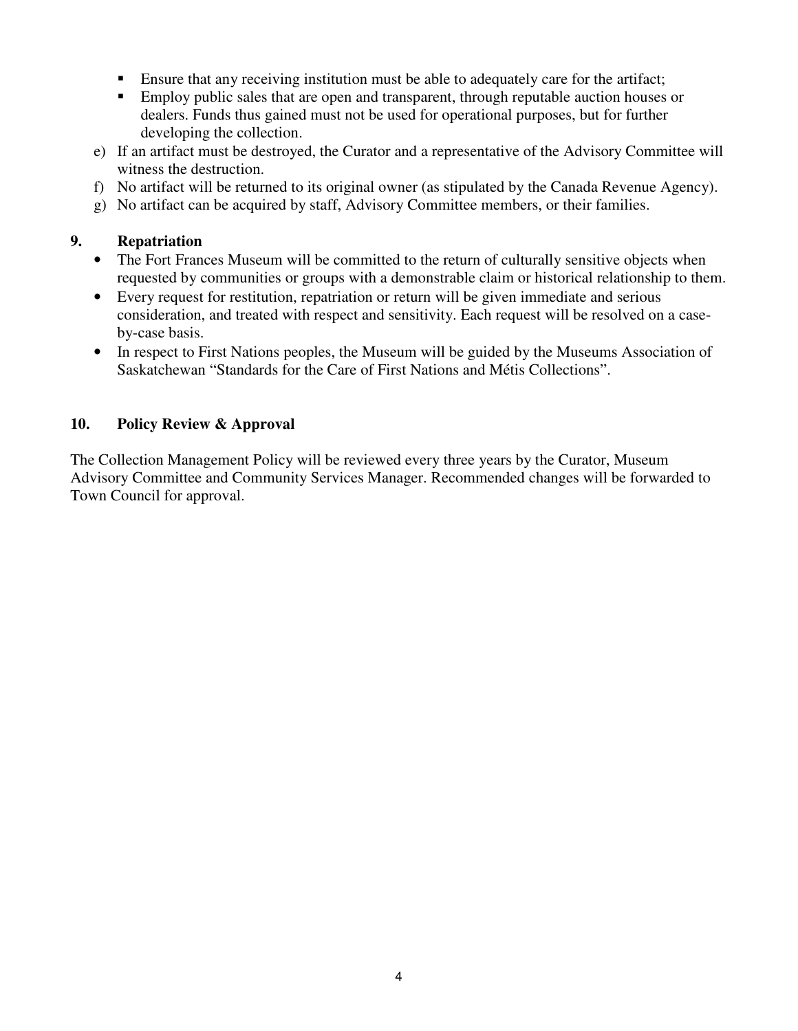- Ensure that any receiving institution must be able to adequately care for the artifact;
- Employ public sales that are open and transparent, through reputable auction houses or dealers. Funds thus gained must not be used for operational purposes, but for further developing the collection.

e) If an artifact must be destroyed, the Curator and a representative of the Advisory Committee will witness the destruction.

f) No artifact will be returned to its original owner (as stipulated by the Canada Revenue Agency).

g) No artifact can be acquired by staff, Advisory Committee members, or their families.

## 9. Repatriation

- The Fort Frances Museum will be committed to the return of culturally sensitive objects when requested by communities or groups with a demonstrable claim or historical relationship to them.
- Every request for restitution, repatriation or return will be given immediate and serious consideration, and treated with respect and sensitivity. Each request will be resolved on a case-by-case basis.
- In respect to First Nations peoples, the Museum will be guided by the Museums Association of Saskatchewan "Standards for the Care of First Nations and Métis Collections".

## 10. Policy Review & Approval

The Collection Management Policy will be reviewed every three years by the Curator, Museum Advisory Committee and Community Services Manager. Recommended changes will be forwarded to Town Council for approval.